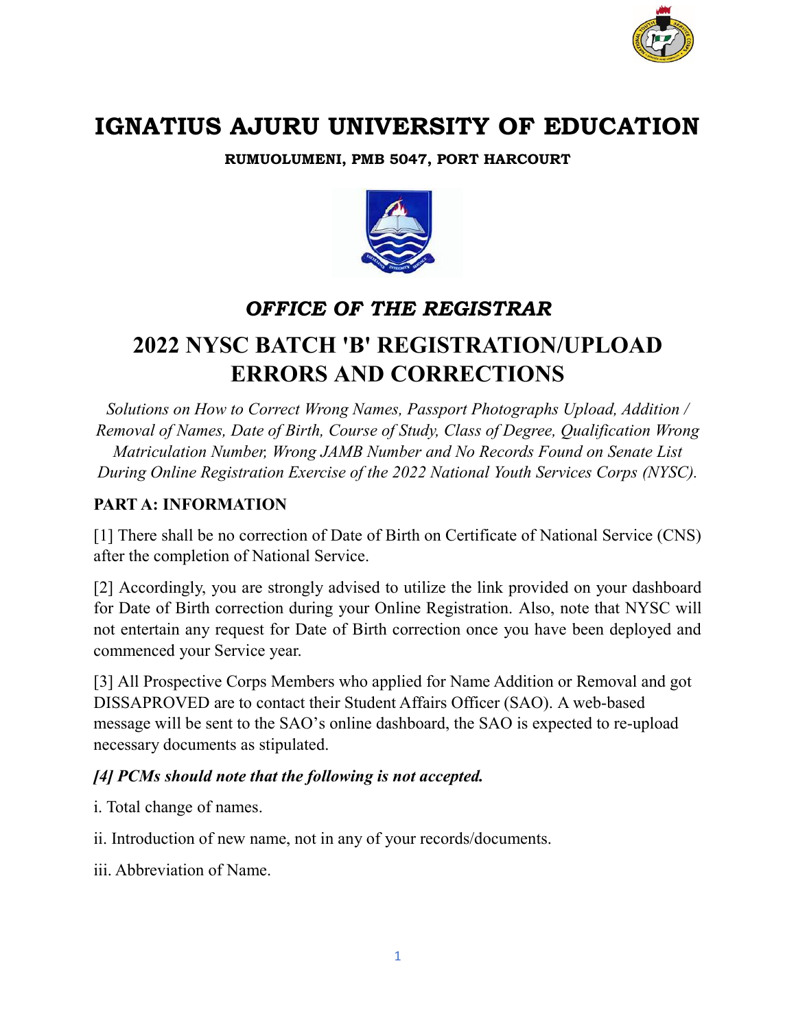# IGNATIUS AJURU UNIVERSITY OF EDUCATION

**RUMUOLUMENI, PMB 5047, PORT HARCOURT**

## *OFFICE OF THE REGISTRAR*

## 2022 NYSC BATCH 'B' REGISTRATION/UPLOAD ERRORS AND CORRECTIONS

*Solutions on How to Correct Wrong Names, Passport Photographs Upload, Addition / Removal of Names, Date of Birth, Course of Study, Class of Degree, Qualification Wrong Matriculation Number, Wrong JAMB Number and No Records Found on Senate List During Online Registration Exercise of the 2022 National Youth Services Corps (NYSC).*

### PART A: INFORMATION

[1] There shall be no correction of Date of Birth on Certificate of National Service (CNS) after the completion of National Service.

[2] Accordingly, you are strongly advised to utilize the link provided on your dashboard for Date of Birth correction during your Online Registration. Also, note that NYSC will not entertain any request for Date of Birth correction once you have been deployed and commenced your Service year.

[3] All Prospective Corps Members who applied for Name Addition or Removal and got DISSAPROVED are to contact their Student Affairs Officer (SAO). A web-based message will be sent to the SAO's online dashboard, the SAO is expected to re-upload necessary documents as stipulated.

***[4] PCMs should note that the following is not accepted.***

i. Total change of names.

ii. Introduction of new name, not in any of your records/documents.

iii. Abbreviation of Name.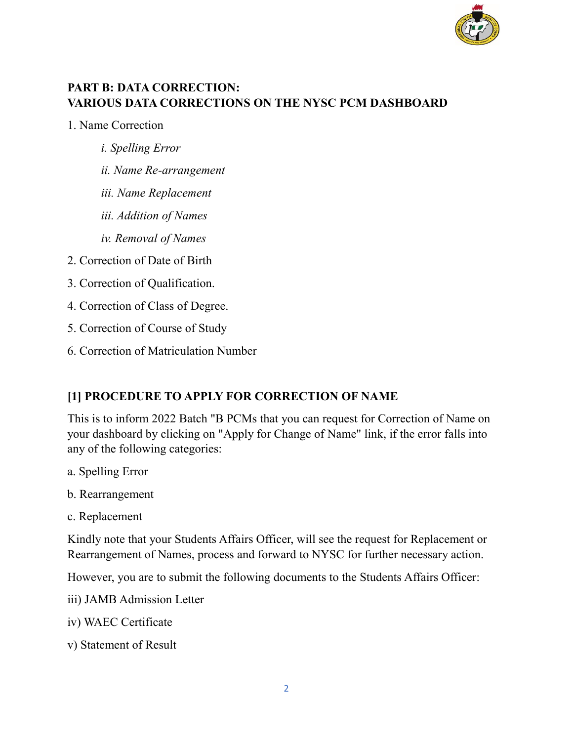**PART B: DATA CORRECTION:**
**VARIOUS DATA CORRECTIONS ON THE NYSC PCM DASHBOARD**

1. Name Correction

    *i. Spelling Error*

    *ii. Name Re-arrangement*

    *iii. Name Replacement*

    *iii. Addition of Names*

    *iv. Removal of Names*

2. Correction of Date of Birth
3. Correction of Qualification.
4. Correction of Class of Degree.
5. Correction of Course of Study
6. Correction of Matriculation Number

**[1] PROCEDURE TO APPLY FOR CORRECTION OF NAME**

This is to inform 2022 Batch "B PCMs that you can request for Correction of Name on your dashboard by clicking on "Apply for Change of Name" link, if the error falls into any of the following categories:

a. Spelling Error

b. Rearrangement

c. Replacement

Kindly note that your Students Affairs Officer, will see the request for Replacement or Rearrangement of Names, process and forward to NYSC for further necessary action.

However, you are to submit the following documents to the Students Affairs Officer:

iii) JAMB Admission Letter

iv) WAEC Certificate

v) Statement of Result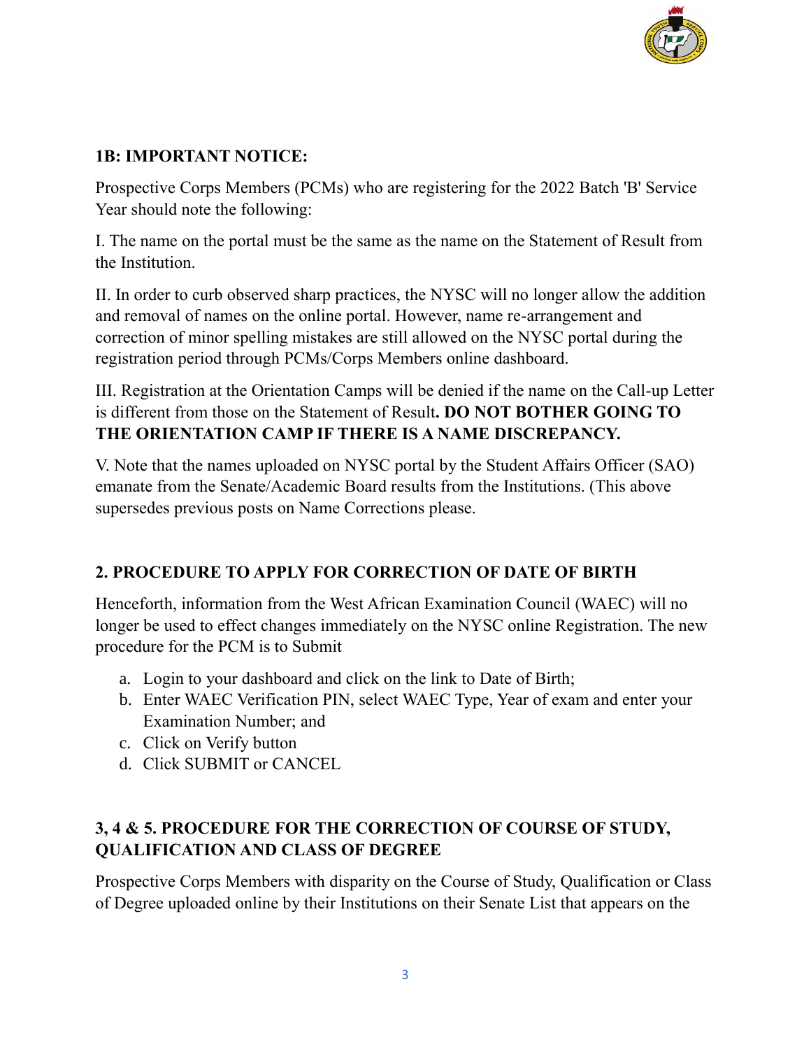**1B: IMPORTANT NOTICE:**

Prospective Corps Members (PCMs) who are registering for the 2022 Batch 'B' Service Year should note the following:

I. The name on the portal must be the same as the name on the Statement of Result from the Institution.

II. In order to curb observed sharp practices, the NYSC will no longer allow the addition and removal of names on the online portal. However, name re-arrangement and correction of minor spelling mistakes are still allowed on the NYSC portal during the registration period through PCMs/Corps Members online dashboard.

III. Registration at the Orientation Camps will be denied if the name on the Call-up Letter is different from those on the Statement of Result**. DO NOT BOTHER GOING TO THE ORIENTATION CAMP IF THERE IS A NAME DISCREPANCY.**

V. Note that the names uploaded on NYSC portal by the Student Affairs Officer (SAO) emanate from the Senate/Academic Board results from the Institutions. (This above supersedes previous posts on Name Corrections please.

**2. PROCEDURE TO APPLY FOR CORRECTION OF DATE OF BIRTH**

Henceforth, information from the West African Examination Council (WAEC) will no longer be used to effect changes immediately on the NYSC online Registration. The new procedure for the PCM is to Submit

a. Login to your dashboard and click on the link to Date of Birth;
b. Enter WAEC Verification PIN, select WAEC Type, Year of exam and enter your Examination Number; and
c. Click on Verify button
d. Click SUBMIT or CANCEL

**3, 4 & 5. PROCEDURE FOR THE CORRECTION OF COURSE OF STUDY, QUALIFICATION AND CLASS OF DEGREE**

Prospective Corps Members with disparity on the Course of Study, Qualification or Class of Degree uploaded online by their Institutions on their Senate List that appears on the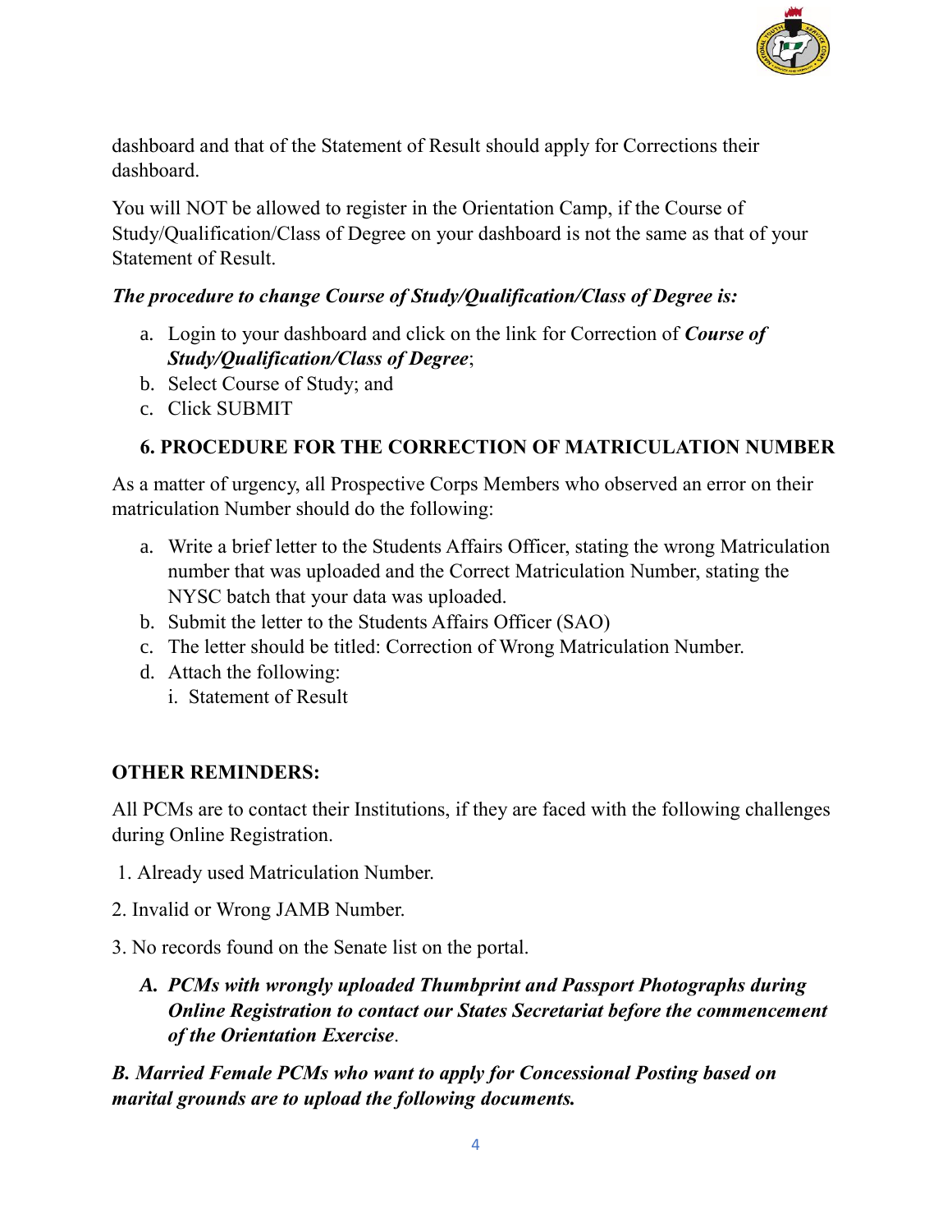dashboard and that of the Statement of Result should apply for Corrections their dashboard.

You will NOT be allowed to register in the Orientation Camp, if the Course of Study/Qualification/Class of Degree on your dashboard is not the same as that of your Statement of Result.

***The procedure to change Course of Study/Qualification/Class of Degree is:***

a. Login to your dashboard and click on the link for Correction of ***Course of Study/Qualification/Class of Degree***;
b. Select Course of Study; and
c. Click SUBMIT

### 6. PROCEDURE FOR THE CORRECTION OF MATRICULATION NUMBER

As a matter of urgency, all Prospective Corps Members who observed an error on their matriculation Number should do the following:

a. Write a brief letter to the Students Affairs Officer, stating the wrong Matriculation number that was uploaded and the Correct Matriculation Number, stating the NYSC batch that your data was uploaded.
b. Submit the letter to the Students Affairs Officer (SAO)
c. The letter should be titled: Correction of Wrong Matriculation Number.
d. Attach the following:
   i. Statement of Result

### OTHER REMINDERS:

All PCMs are to contact their Institutions, if they are faced with the following challenges during Online Registration.

1. Already used Matriculation Number.

2. Invalid or Wrong JAMB Number.

3. No records found on the Senate list on the portal.

***A. PCMs with wrongly uploaded Thumbprint and Passport Photographs during Online Registration to contact our States Secretariat before the commencement of the Orientation Exercise***.

***B. Married Female PCMs who want to apply for Concessional Posting based on marital grounds are to upload the following documents.***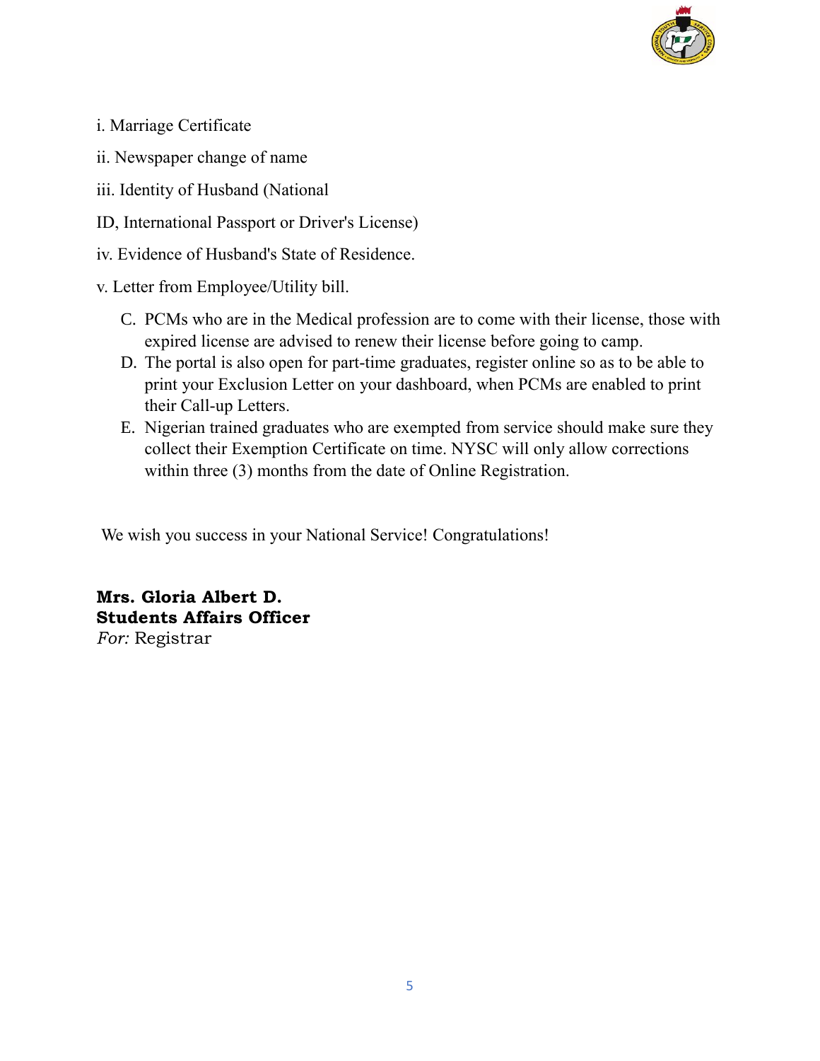i. Marriage Certificate

ii. Newspaper change of name

iii. Identity of Husband (National

ID, International Passport or Driver's License)

iv. Evidence of Husband's State of Residence.

v. Letter from Employee/Utility bill.

C. PCMs who are in the Medical profession are to come with their license, those with expired license are advised to renew their license before going to camp.

D. The portal is also open for part-time graduates, register online so as to be able to print your Exclusion Letter on your dashboard, when PCMs are enabled to print their Call-up Letters.

E. Nigerian trained graduates who are exempted from service should make sure they collect their Exemption Certificate on time. NYSC will only allow corrections within three (3) months from the date of Online Registration.

We wish you success in your National Service! Congratulations!

**Mrs. Gloria Albert D.**
**Students Affairs Officer**
*For:* Registrar